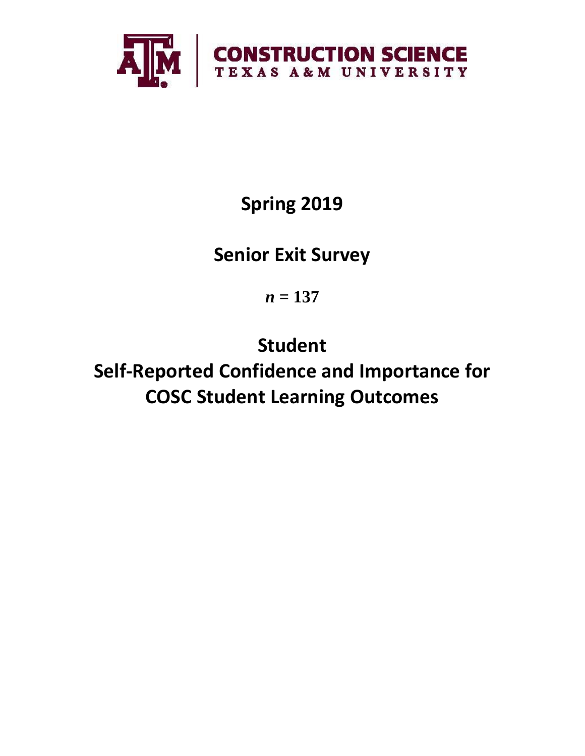CONSTRUCTION SCIENCE
TEXAS A&M UNIVERSITY

# Spring 2019

# Senior Exit Survey

$n$ = 137

# Student Self-Reported Confidence and Importance for COSC Student Learning Outcomes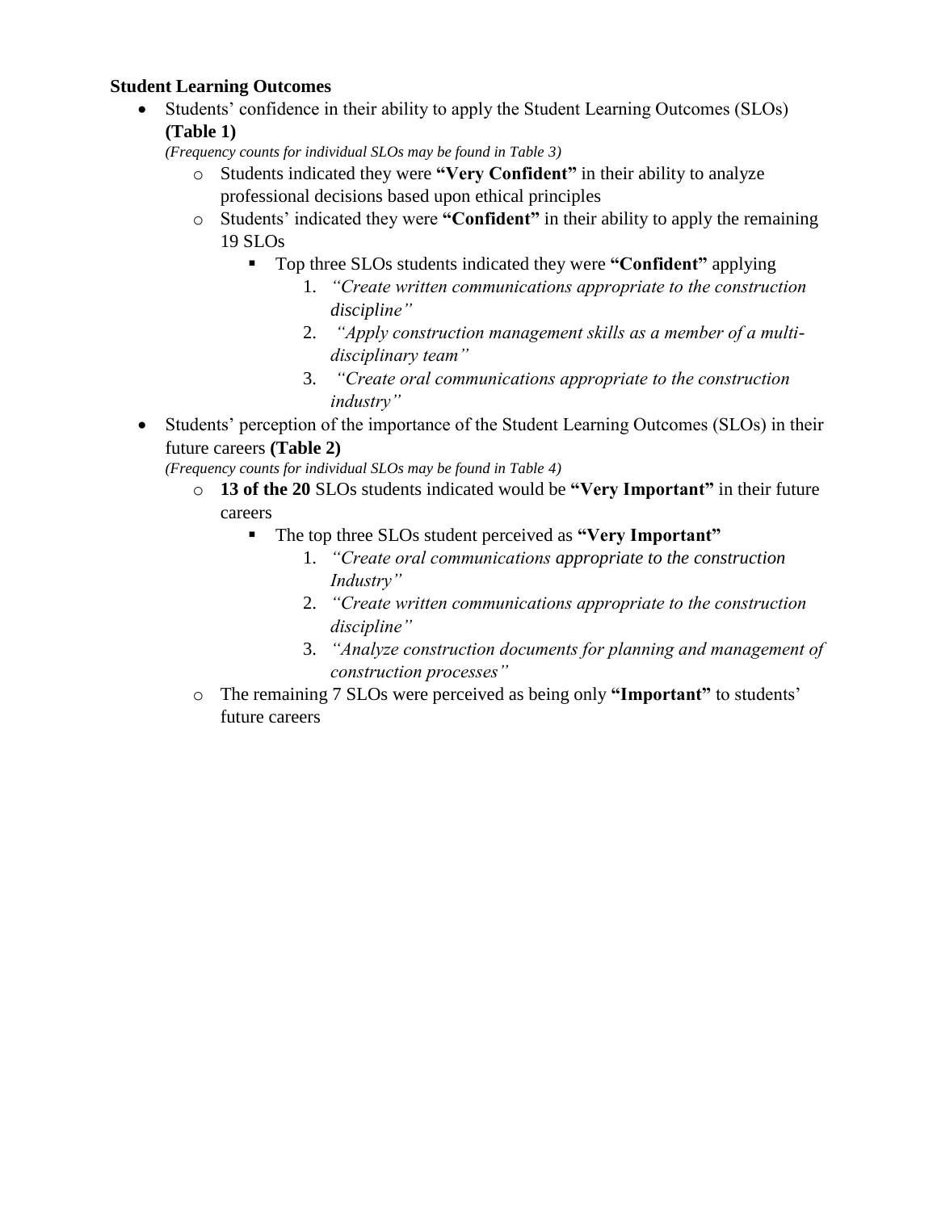**Student Learning Outcomes**

- Students' confidence in their ability to apply the Student Learning Outcomes (SLOs) **(Table 1)**
  *(Frequency counts for individual SLOs may be found in Table 3)*
  - Students indicated they were **"Very Confident"** in their ability to analyze professional decisions based upon ethical principles
  - Students' indicated they were **"Confident"** in their ability to apply the remaining 19 SLOs
    - Top three SLOs students indicated they were **"Confident"** applying
      1. *"Create written communications appropriate to the construction discipline"*
      2. *"Apply construction management skills as a member of a multi-disciplinary team"*
      3. *"Create oral communications appropriate to the construction industry"*
- Students' perception of the importance of the Student Learning Outcomes (SLOs) in their future careers **(Table 2)**
  *(Frequency counts for individual SLOs may be found in Table 4)*
  - **13 of the 20** SLOs students indicated would be **"Very Important"** in their future careers
    - The top three SLOs student perceived as **"Very Important"**
      1. *"Create oral communications appropriate to the construction Industry"*
      2. *"Create written communications appropriate to the construction discipline"*
      3. *"Analyze construction documents for planning and management of construction processes"*
  - The remaining 7 SLOs were perceived as being only **"Important"** to students' future careers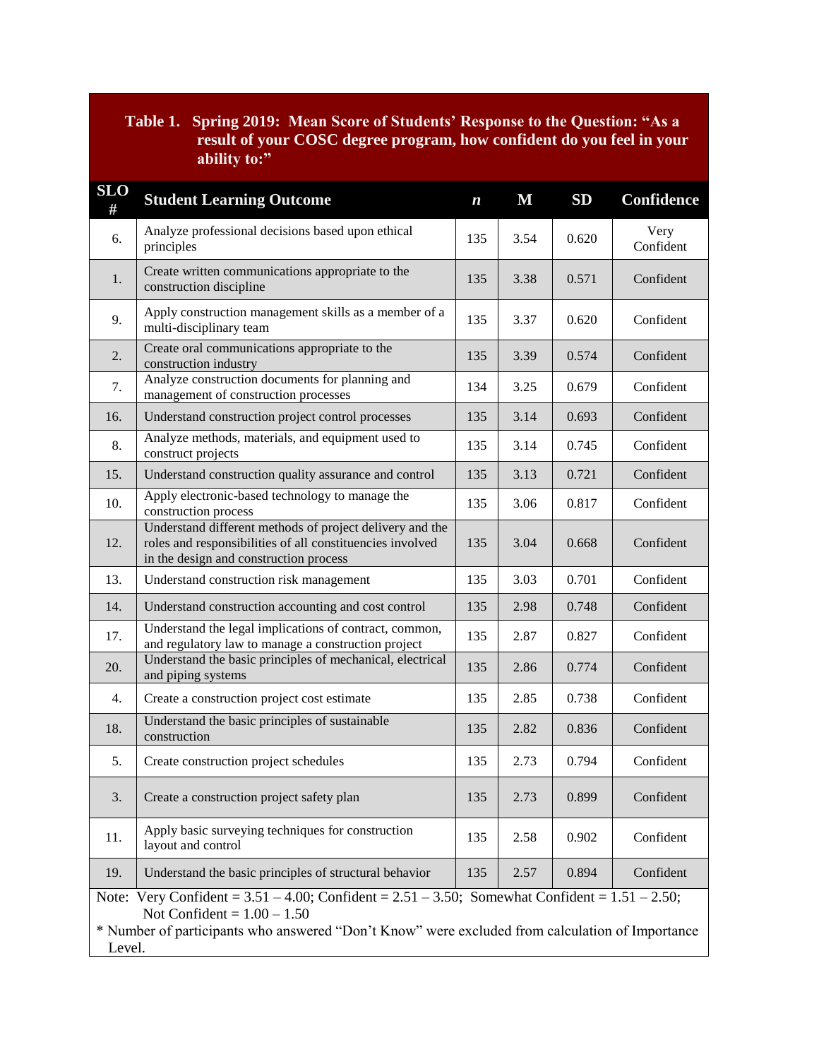**Table 1. Spring 2019: Mean Score of Students' Response to the Question: "As a result of your COSC degree program, how confident do you feel in your ability to:"**

| SLO # | Student Learning Outcome | *n* | M | SD | Confidence |
|---|---|---|---|---|---|
| 6. | Analyze professional decisions based upon ethical principles | 135 | 3.54 | 0.620 | Very Confident |
| 1. | Create written communications appropriate to the construction discipline | 135 | 3.38 | 0.571 | Confident |
| 9. | Apply construction management skills as a member of a multi-disciplinary team | 135 | 3.37 | 0.620 | Confident |
| 2. | Create oral communications appropriate to the construction industry | 135 | 3.39 | 0.574 | Confident |
| 7. | Analyze construction documents for planning and management of construction processes | 134 | 3.25 | 0.679 | Confident |
| 16. | Understand construction project control processes | 135 | 3.14 | 0.693 | Confident |
| 8. | Analyze methods, materials, and equipment used to construct projects | 135 | 3.14 | 0.745 | Confident |
| 15. | Understand construction quality assurance and control | 135 | 3.13 | 0.721 | Confident |
| 10. | Apply electronic-based technology to manage the construction process | 135 | 3.06 | 0.817 | Confident |
| 12. | Understand different methods of project delivery and the roles and responsibilities of all constituencies involved in the design and construction process | 135 | 3.04 | 0.668 | Confident |
| 13. | Understand construction risk management | 135 | 3.03 | 0.701 | Confident |
| 14. | Understand construction accounting and cost control | 135 | 2.98 | 0.748 | Confident |
| 17. | Understand the legal implications of contract, common, and regulatory law to manage a construction project | 135 | 2.87 | 0.827 | Confident |
| 20. | Understand the basic principles of mechanical, electrical and piping systems | 135 | 2.86 | 0.774 | Confident |
| 4. | Create a construction project cost estimate | 135 | 2.85 | 0.738 | Confident |
| 18. | Understand the basic principles of sustainable construction | 135 | 2.82 | 0.836 | Confident |
| 5. | Create construction project schedules | 135 | 2.73 | 0.794 | Confident |
| 3. | Create a construction project safety plan | 135 | 2.73 | 0.899 | Confident |
| 11. | Apply basic surveying techniques for construction layout and control | 135 | 2.58 | 0.902 | Confident |
| 19. | Understand the basic principles of structural behavior | 135 | 2.57 | 0.894 | Confident |

Note: Very Confident = 3.51 – 4.00; Confident = 2.51 – 3.50; Somewhat Confident = 1.51 – 2.50; Not Confident = 1.00 – 1.50

* Number of participants who answered "Don't Know" were excluded from calculation of Importance Level.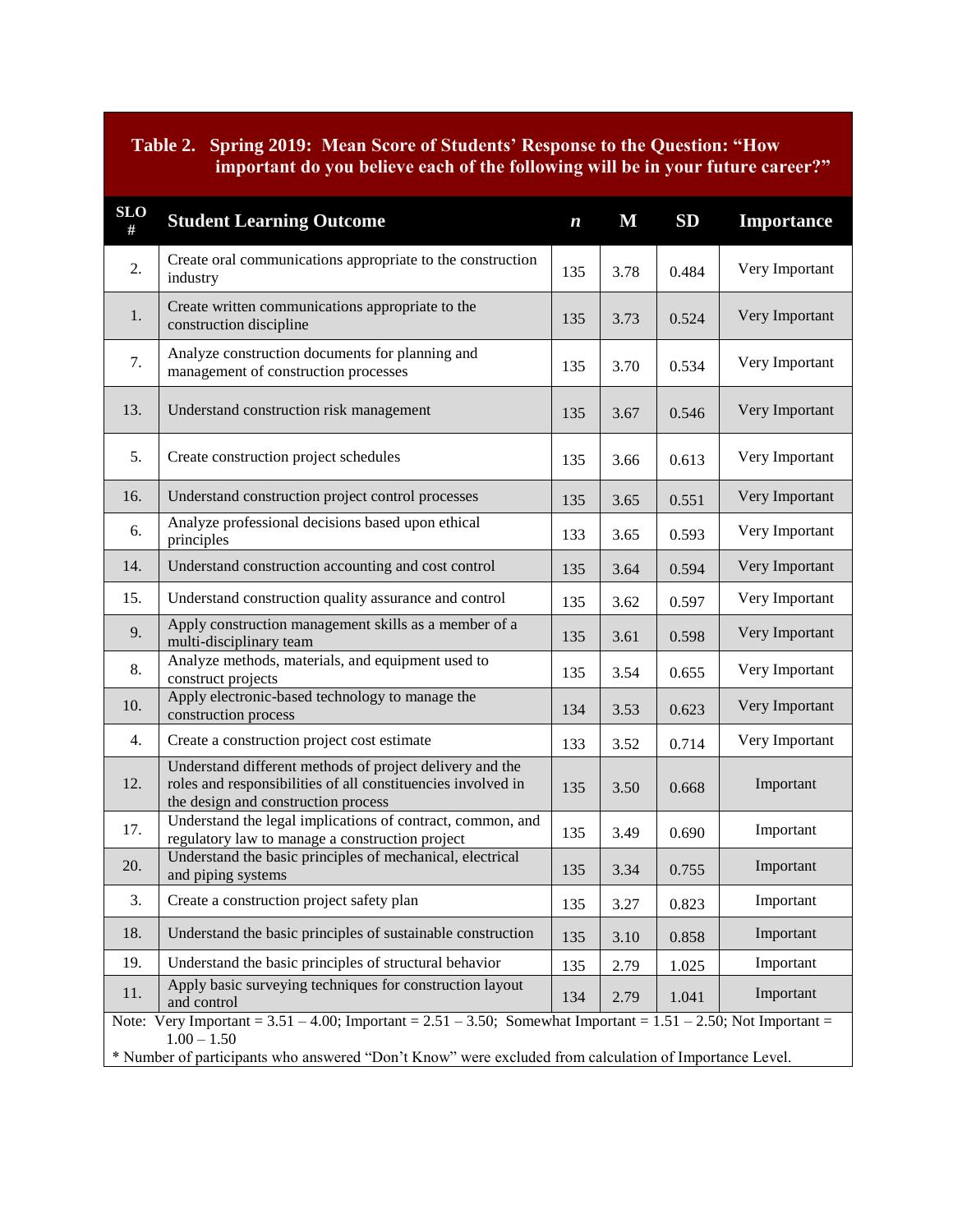**Table 2. Spring 2019: Mean Score of Students' Response to the Question: "How important do you believe each of the following will be in your future career?"**

| SLO # | Student Learning Outcome | *n* | M | SD | Importance |
|---|---|---|---|---|---|
| 2. | Create oral communications appropriate to the construction industry | 135 | 3.78 | 0.484 | Very Important |
| 1. | Create written communications appropriate to the construction discipline | 135 | 3.73 | 0.524 | Very Important |
| 7. | Analyze construction documents for planning and management of construction processes | 135 | 3.70 | 0.534 | Very Important |
| 13. | Understand construction risk management | 135 | 3.67 | 0.546 | Very Important |
| 5. | Create construction project schedules | 135 | 3.66 | 0.613 | Very Important |
| 16. | Understand construction project control processes | 135 | 3.65 | 0.551 | Very Important |
| 6. | Analyze professional decisions based upon ethical principles | 133 | 3.65 | 0.593 | Very Important |
| 14. | Understand construction accounting and cost control | 135 | 3.64 | 0.594 | Very Important |
| 15. | Understand construction quality assurance and control | 135 | 3.62 | 0.597 | Very Important |
| 9. | Apply construction management skills as a member of a multi-disciplinary team | 135 | 3.61 | 0.598 | Very Important |
| 8. | Analyze methods, materials, and equipment used to construct projects | 135 | 3.54 | 0.655 | Very Important |
| 10. | Apply electronic-based technology to manage the construction process | 134 | 3.53 | 0.623 | Very Important |
| 4. | Create a construction project cost estimate | 133 | 3.52 | 0.714 | Very Important |
| 12. | Understand different methods of project delivery and the roles and responsibilities of all constituencies involved in the design and construction process | 135 | 3.50 | 0.668 | Important |
| 17. | Understand the legal implications of contract, common, and regulatory law to manage a construction project | 135 | 3.49 | 0.690 | Important |
| 20. | Understand the basic principles of mechanical, electrical and piping systems | 135 | 3.34 | 0.755 | Important |
| 3. | Create a construction project safety plan | 135 | 3.27 | 0.823 | Important |
| 18. | Understand the basic principles of sustainable construction | 135 | 3.10 | 0.858 | Important |
| 19. | Understand the basic principles of structural behavior | 135 | 2.79 | 1.025 | Important |
| 11. | Apply basic surveying techniques for construction layout and control | 134 | 2.79 | 1.041 | Important |

Note: Very Important = 3.51 – 4.00; Important = 2.51 – 3.50; Somewhat Important = 1.51 – 2.50; Not Important = 1.00 – 1.50

* Number of participants who answered "Don't Know" were excluded from calculation of Importance Level.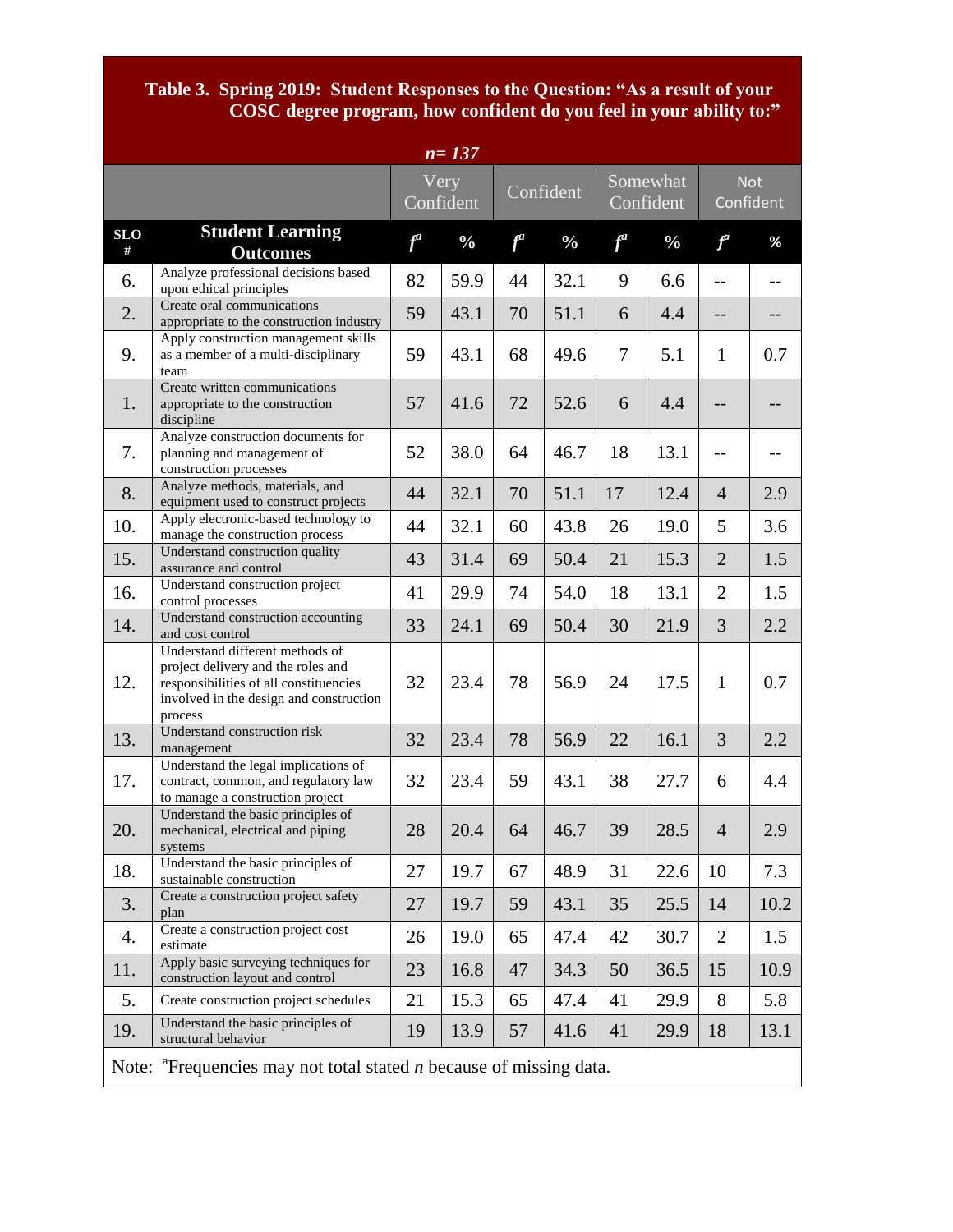**Table 3. Spring 2019: Student Responses to the Question: "As a result of your COSC degree program, how confident do you feel in your ability to:"**

***n*= 137**

| | | Very Confident | | Confident | | Somewhat Confident | | Not Confident | |
|---|---|---|---|---|---|---|---|---|---|
| **SLO #** | **Student Learning Outcomes** | ***f***[a] | **%** | ***f***[a] | **%** | ***f***[a] | **%** | ***f***[a] | **%** |
| 6. | Analyze professional decisions based upon ethical principles | 82 | 59.9 | 44 | 32.1 | 9 | 6.6 | -- | -- |
| 2. | Create oral communications appropriate to the construction industry | 59 | 43.1 | 70 | 51.1 | 6 | 4.4 | -- | -- |
| 9. | Apply construction management skills as a member of a multi-disciplinary team | 59 | 43.1 | 68 | 49.6 | 7 | 5.1 | 1 | 0.7 |
| 1. | Create written communications appropriate to the construction discipline | 57 | 41.6 | 72 | 52.6 | 6 | 4.4 | -- | -- |
| 7. | Analyze construction documents for planning and management of construction processes | 52 | 38.0 | 64 | 46.7 | 18 | 13.1 | -- | -- |
| 8. | Analyze methods, materials, and equipment used to construct projects | 44 | 32.1 | 70 | 51.1 | 17 | 12.4 | 4 | 2.9 |
| 10. | Apply electronic-based technology to manage the construction process | 44 | 32.1 | 60 | 43.8 | 26 | 19.0 | 5 | 3.6 |
| 15. | Understand construction quality assurance and control | 43 | 31.4 | 69 | 50.4 | 21 | 15.3 | 2 | 1.5 |
| 16. | Understand construction project control processes | 41 | 29.9 | 74 | 54.0 | 18 | 13.1 | 2 | 1.5 |
| 14. | Understand construction accounting and cost control | 33 | 24.1 | 69 | 50.4 | 30 | 21.9 | 3 | 2.2 |
| 12. | Understand different methods of project delivery and the roles and responsibilities of all constituencies involved in the design and construction process | 32 | 23.4 | 78 | 56.9 | 24 | 17.5 | 1 | 0.7 |
| 13. | Understand construction risk management | 32 | 23.4 | 78 | 56.9 | 22 | 16.1 | 3 | 2.2 |
| 17. | Understand the legal implications of contract, common, and regulatory law to manage a construction project | 32 | 23.4 | 59 | 43.1 | 38 | 27.7 | 6 | 4.4 |
| 20. | Understand the basic principles of mechanical, electrical and piping systems | 28 | 20.4 | 64 | 46.7 | 39 | 28.5 | 4 | 2.9 |
| 18. | Understand the basic principles of sustainable construction | 27 | 19.7 | 67 | 48.9 | 31 | 22.6 | 10 | 7.3 |
| 3. | Create a construction project safety plan | 27 | 19.7 | 59 | 43.1 | 35 | 25.5 | 14 | 10.2 |
| 4. | Create a construction project cost estimate | 26 | 19.0 | 65 | 47.4 | 42 | 30.7 | 2 | 1.5 |
| 11. | Apply basic surveying techniques for construction layout and control | 23 | 16.8 | 47 | 34.3 | 50 | 36.5 | 15 | 10.9 |
| 5. | Create construction project schedules | 21 | 15.3 | 65 | 47.4 | 41 | 29.9 | 8 | 5.8 |
| 19. | Understand the basic principles of structural behavior | 19 | 13.9 | 57 | 41.6 | 41 | 29.9 | 18 | 13.1 |

Note: [a]Frequencies may not total stated *n* because of missing data.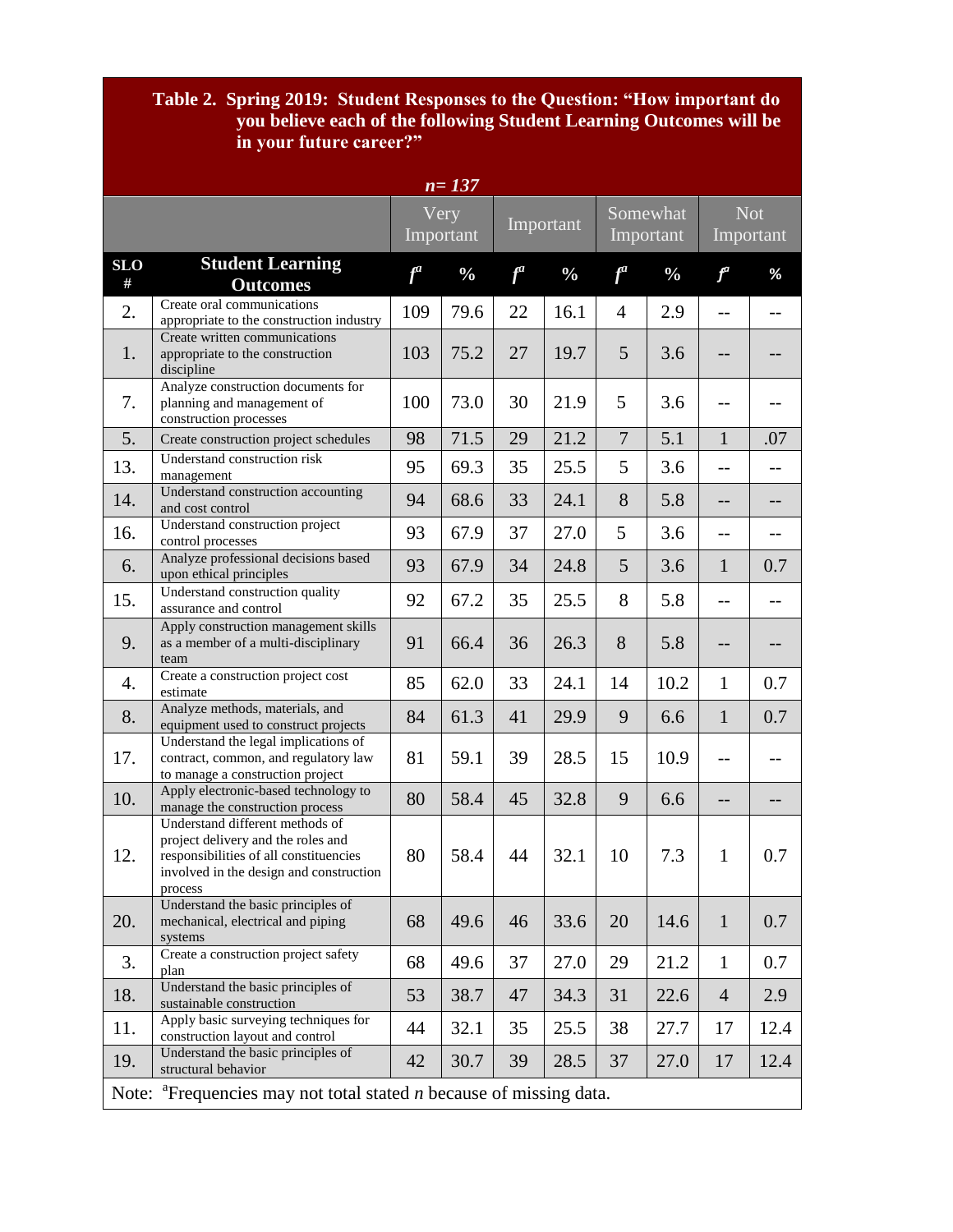**Table 2. Spring 2019: Student Responses to the Question: "How important do you believe each of the following Student Learning Outcomes will be in your future career?"**

*n= 137*

| | | Very Important | | Important | | Somewhat Important | | Not Important | |
|---|---|---|---|---|---|---|---|---|---|
| SLO # | Student Learning Outcomes | *f*[a] | % | *f*[a] | % | *f*[a] | % | *f*[a] | % |
| 2. | Create oral communications appropriate to the construction industry | 109 | 79.6 | 22 | 16.1 | 4 | 2.9 | -- | -- |
| 1. | Create written communications appropriate to the construction discipline | 103 | 75.2 | 27 | 19.7 | 5 | 3.6 | -- | -- |
| 7. | Analyze construction documents for planning and management of construction processes | 100 | 73.0 | 30 | 21.9 | 5 | 3.6 | -- | -- |
| 5. | Create construction project schedules | 98 | 71.5 | 29 | 21.2 | 7 | 5.1 | 1 | .07 |
| 13. | Understand construction risk management | 95 | 69.3 | 35 | 25.5 | 5 | 3.6 | -- | -- |
| 14. | Understand construction accounting and cost control | 94 | 68.6 | 33 | 24.1 | 8 | 5.8 | -- | -- |
| 16. | Understand construction project control processes | 93 | 67.9 | 37 | 27.0 | 5 | 3.6 | -- | -- |
| 6. | Analyze professional decisions based upon ethical principles | 93 | 67.9 | 34 | 24.8 | 5 | 3.6 | 1 | 0.7 |
| 15. | Understand construction quality assurance and control | 92 | 67.2 | 35 | 25.5 | 8 | 5.8 | -- | -- |
| 9. | Apply construction management skills as a member of a multi-disciplinary team | 91 | 66.4 | 36 | 26.3 | 8 | 5.8 | -- | -- |
| 4. | Create a construction project cost estimate | 85 | 62.0 | 33 | 24.1 | 14 | 10.2 | 1 | 0.7 |
| 8. | Analyze methods, materials, and equipment used to construct projects | 84 | 61.3 | 41 | 29.9 | 9 | 6.6 | 1 | 0.7 |
| 17. | Understand the legal implications of contract, common, and regulatory law to manage a construction project | 81 | 59.1 | 39 | 28.5 | 15 | 10.9 | -- | -- |
| 10. | Apply electronic-based technology to manage the construction process | 80 | 58.4 | 45 | 32.8 | 9 | 6.6 | -- | -- |
| 12. | Understand different methods of project delivery and the roles and responsibilities of all constituencies involved in the design and construction process | 80 | 58.4 | 44 | 32.1 | 10 | 7.3 | 1 | 0.7 |
| 20. | Understand the basic principles of mechanical, electrical and piping systems | 68 | 49.6 | 46 | 33.6 | 20 | 14.6 | 1 | 0.7 |
| 3. | Create a construction project safety plan | 68 | 49.6 | 37 | 27.0 | 29 | 21.2 | 1 | 0.7 |
| 18. | Understand the basic principles of sustainable construction | 53 | 38.7 | 47 | 34.3 | 31 | 22.6 | 4 | 2.9 |
| 11. | Apply basic surveying techniques for construction layout and control | 44 | 32.1 | 35 | 25.5 | 38 | 27.7 | 17 | 12.4 |
| 19. | Understand the basic principles of structural behavior | 42 | 30.7 | 39 | 28.5 | 37 | 27.0 | 17 | 12.4 |

Note: [a]Frequencies may not total stated *n* because of missing data.